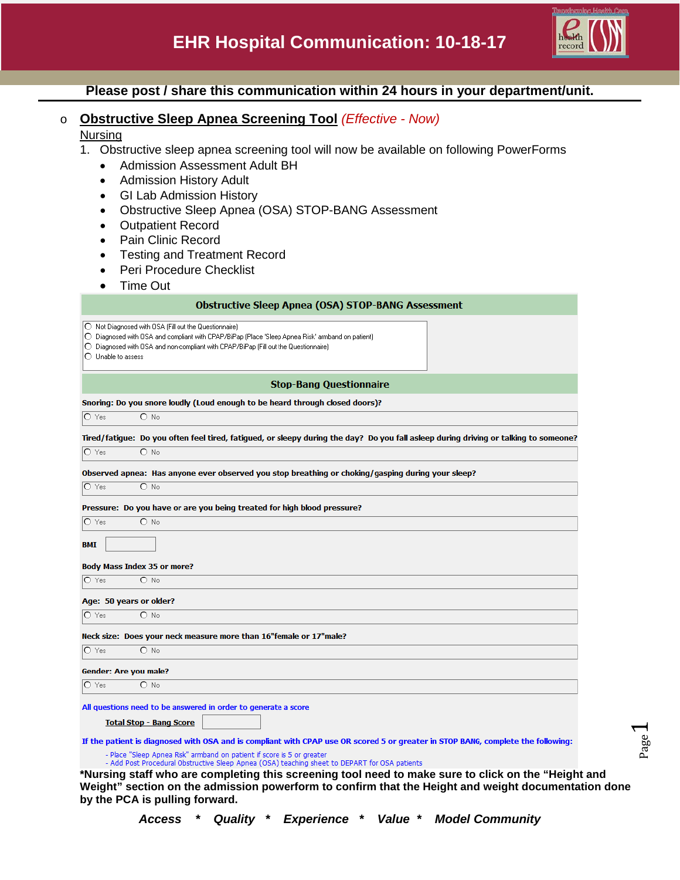# EHR Hospital Communication: 10-18-17

**Please post / share this communication within 24 hours in your department/unit.**

- **Obstructive Sleep Apnea Screening Tool** *(Effective - Now)*

Nursing

1. Obstructive sleep apnea screening tool will now be available on following PowerForms
   - Admission Assessment Adult BH
   - Admission History Adult
   - GI Lab Admission History
   - Obstructive Sleep Apnea (OSA) STOP-BANG Assessment
   - Outpatient Record
   - Pain Clinic Record
   - Testing and Treatment Record
   - Peri Procedure Checklist
   - Time Out

**Obstructive Sleep Apnea (OSA) STOP-BANG Assessment**

- ○ Not Diagnosed with OSA (Fill out the Questionnaire)
- ○ Diagnosed with OSA and compliant with CPAP/BiPap (Place 'Sleep Apnea Risk' armband on patient)
- ○ Diagnosed with OSA and non-compliant with CPAP/BiPap (Fill out the Questionnaire)
- ○ Unable to assess

**Stop-Bang Questionnaire**

**Snoring: Do you snore loudly (Loud enough to be heard through closed doors)?**
○ Yes ○ No

**Tired/fatigue: Do you often feel tired, fatigued, or sleepy during the day? Do you fall asleep during driving or talking to someone?**
○ Yes ○ No

**Observed apnea: Has anyone ever observed you stop breathing or choking/gasping during your sleep?**
○ Yes ○ No

**Pressure: Do you have or are you being treated for high blood pressure?**
○ Yes ○ No

**BMI** [ ]

**Body Mass Index 35 or more?**
○ Yes ○ No

**Age: 50 years or older?**
○ Yes ○ No

**Neck size: Does your neck measure more than 16"female or 17"male?**
○ Yes ○ No

**Gender: Are you male?**
○ Yes ○ No

All questions need to be answered in order to generate a score

**Total Stop - Bang Score** [ ]

**If the patient is diagnosed with OSA and is compliant with CPAP use OR scored 5 or greater in STOP BANG, complete the following:**

- Place "Sleep Apnea Risk" armband on patient if score is 5 or greater
- Add Post Procedural Obstructive Sleep Apnea (OSA) teaching sheet to DEPART for OSA patients

**\*Nursing staff who are completing this screening tool need to make sure to click on the "Height and Weight" section on the admission powerform to confirm that the Height and weight documentation done by the PCA is pulling forward.**

***Access * Quality * Experience * Value * Model Community***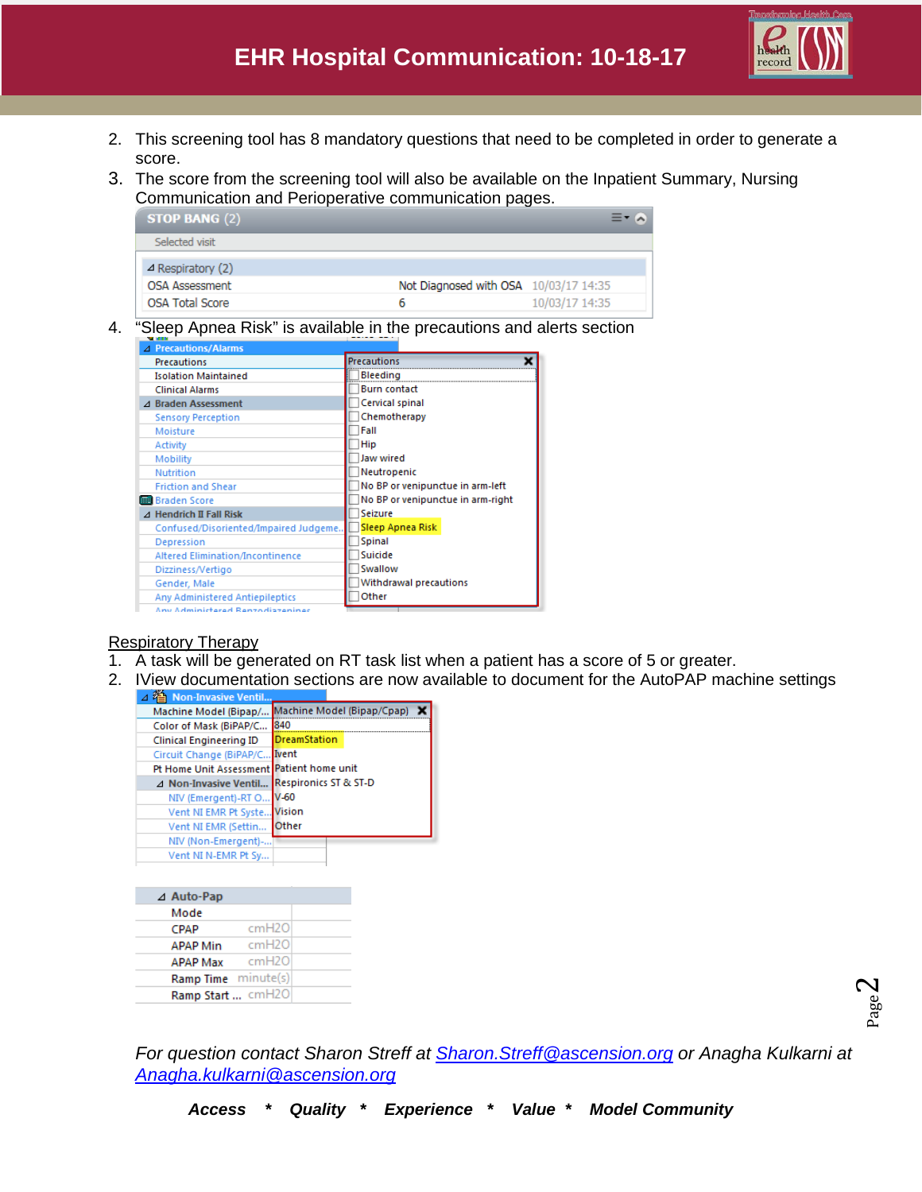2. This screening tool has 8 mandatory questions that need to be completed in order to generate a score.
3. The score from the screening tool will also be available on the Inpatient Summary, Nursing Communication and Perioperative communication pages.

| STOP BANG (2) | | |
|---|---|---|
| Selected visit | | |
| Respiratory (2) | | |
| OSA Assessment | Not Diagnosed with OSA | 10/03/17 14:35 |
| OSA Total Score | 6 | 10/03/17 14:35 |

4. "Sleep Apnea Risk" is available in the precautions and alerts section

Precautions/Alarms
- Precautions
- Isolation Maintained
- Clinical Alarms

Braden Assessment
- Sensory Perception
- Moisture
- Activity
- Mobility
- Nutrition
- Friction and Shear
- Braden Score

Hendrich II Fall Risk
- Confused/Disoriented/Impaired Judgeme...
- Depression
- Altered Elimination/Incontinence
- Dizziness/Vertigo
- Gender, Male
- Any Administered Antiepileptics
- Any Administered Benzodiazepines

Precautions:
- Bleeding
- Burn contact
- Cervical spinal
- Chemotherapy
- Fall
- Hip
- Jaw wired
- Neutropenic
- No BP or venipuncture in arm-left
- No BP or venipuncture in arm-right
- Seizure
- Sleep Apnea Risk
- Spinal
- Suicide
- Swallow
- Withdrawal precautions
- Other

Respiratory Therapy

1. A task will be generated on RT task list when a patient has a score of 5 or greater.
2. IView documentation sections are now available to document for the AutoPAP machine settings

Non-Invasive Ventil...
- Machine Model (Bipap/...
- Color of Mask (BiPAP/C...
- Clinical Engineering ID
- Circuit Change (BiPAP/C...
- Pt Home Unit Assessment

Non-Invasive Ventil...
- NIV (Emergent)-RT O...
- Vent NI EMR Pt Syste...
- Vent NI EMR (Settin...
- NIV (Non-Emergent)-...
- Vent NI N-EMR Pt Sy...

Machine Model (Bipap/Cpap):
- 840
- DreamStation
- Ivent
- Patient home unit
- Respironics ST & ST-D
- V-60
- Vision
- Other

| Auto-Pap | |
|---|---|
| Mode | |
| CPAP | cmH2O |
| APAP Min | cmH2O |
| APAP Max | cmH2O |
| Ramp Time | minute(s) |
| Ramp Start ... | cmH2O |

*For question contact Sharon Streff at [Sharon.Streff@ascension.org](mailto:Sharon.Streff@ascension.org) or Anagha Kulkarni at [Anagha.kulkarni@ascension.org](mailto:Anagha.kulkarni@ascension.org)*

***Access * Quality * Experience * Value * Model Community***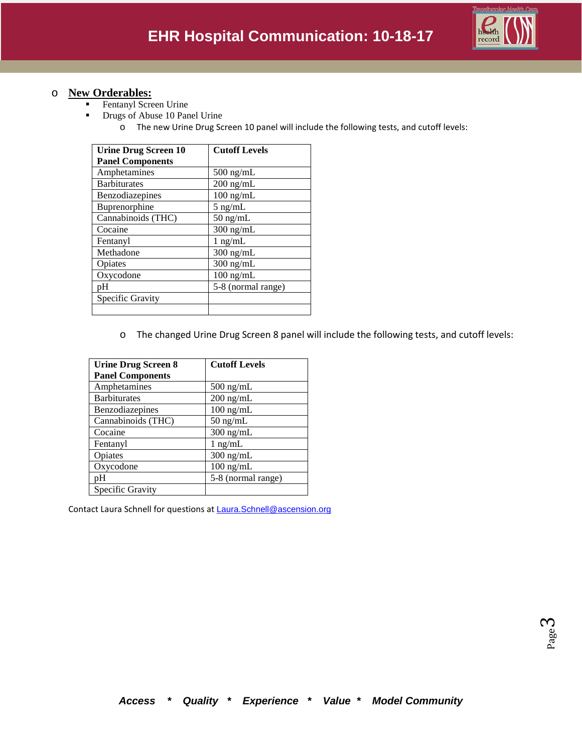- **New Orderables:**
  - Fentanyl Screen Urine
  - Drugs of Abuse 10 Panel Urine
    - The new Urine Drug Screen 10 panel will include the following tests, and cutoff levels:

| Urine Drug Screen 10 Panel Components | Cutoff Levels |
|---|---|
| Amphetamines | 500 ng/mL |
| Barbiturates | 200 ng/mL |
| Benzodiazepines | 100 ng/mL |
| Buprenorphine | 5 ng/mL |
| Cannabinoids (THC) | 50 ng/mL |
| Cocaine | 300 ng/mL |
| Fentanyl | 1 ng/mL |
| Methadone | 300 ng/mL |
| Opiates | 300 ng/mL |
| Oxycodone | 100 ng/mL |
| pH | 5-8 (normal range) |
| Specific Gravity | |
| | |

    - The changed Urine Drug Screen 8 panel will include the following tests, and cutoff levels:

| Urine Drug Screen 8 Panel Components | Cutoff Levels |
|---|---|
| Amphetamines | 500 ng/mL |
| Barbiturates | 200 ng/mL |
| Benzodiazepines | 100 ng/mL |
| Cannabinoids (THC) | 50 ng/mL |
| Cocaine | 300 ng/mL |
| Fentanyl | 1 ng/mL |
| Opiates | 300 ng/mL |
| Oxycodone | 100 ng/mL |
| pH | 5-8 (normal range) |
| Specific Gravity | |

Contact Laura Schnell for questions at Laura.Schnell@ascension.org